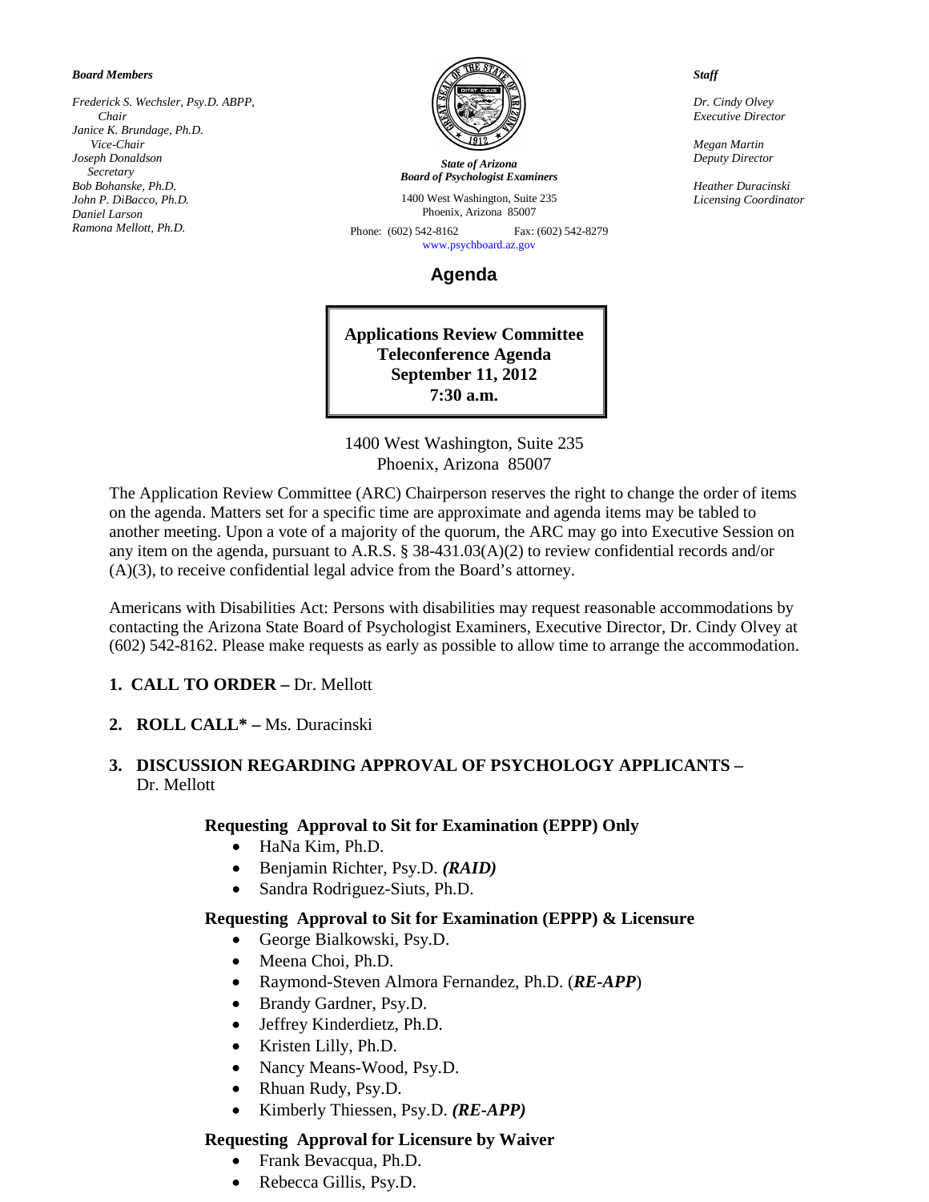***Board Members***

*Frederick S. Wechsler, Psy.D. ABPP,*
*Chair*
*Janice K. Brundage, Ph.D.*
*Vice-Chair*
*Joseph Donaldson*
*Secretary*
*Bob Bohanske, Ph.D.*
*John P. DiBacco, Ph.D.*
*Daniel Larson*
*Ramona Mellott, Ph.D.*

***State of Arizona***
***Board of Psychologist Examiners***

1400 West Washington, Suite 235
Phoenix, Arizona 85007

Phone: (602) 542-8162 Fax: (602) 542-8279
www.psychboard.az.gov

***Staff***

*Dr. Cindy Olvey*
*Executive Director*

*Megan Martin*
*Deputy Director*

*Heather Duracinski*
*Licensing Coordinator*

# Agenda

**Applications Review Committee**
**Teleconference Agenda**
**September 11, 2012**
**7:30 a.m.**

1400 West Washington, Suite 235
Phoenix, Arizona 85007

The Application Review Committee (ARC) Chairperson reserves the right to change the order of items on the agenda. Matters set for a specific time are approximate and agenda items may be tabled to another meeting. Upon a vote of a majority of the quorum, the ARC may go into Executive Session on any item on the agenda, pursuant to A.R.S. § 38-431.03(A)(2) to review confidential records and/or (A)(3), to receive confidential legal advice from the Board's attorney.

Americans with Disabilities Act: Persons with disabilities may request reasonable accommodations by contacting the Arizona State Board of Psychologist Examiners, Executive Director, Dr. Cindy Olvey at (602) 542-8162. Please make requests as early as possible to allow time to arrange the accommodation.

1. **CALL TO ORDER –** Dr. Mellott

2. **ROLL CALL* –** Ms. Duracinski

3. **DISCUSSION REGARDING APPROVAL OF PSYCHOLOGY APPLICANTS –** Dr. Mellott

**Requesting Approval to Sit for Examination (EPPP) Only**

- HaNa Kim, Ph.D.
- Benjamin Richter, Psy.D. ***(RAID)***
- Sandra Rodriguez-Siuts, Ph.D.

**Requesting Approval to Sit for Examination (EPPP) & Licensure**

- George Bialkowski, Psy.D.
- Meena Choi, Ph.D.
- Raymond-Steven Almora Fernandez, Ph.D. (***RE-APP***)
- Brandy Gardner, Psy.D.
- Jeffrey Kinderdietz, Ph.D.
- Kristen Lilly, Ph.D.
- Nancy Means-Wood, Psy.D.
- Rhuan Rudy, Psy.D.
- Kimberly Thiessen, Psy.D. ***(RE-APP)***

**Requesting Approval for Licensure by Waiver**

- Frank Bevacqua, Ph.D.
- Rebecca Gillis, Psy.D.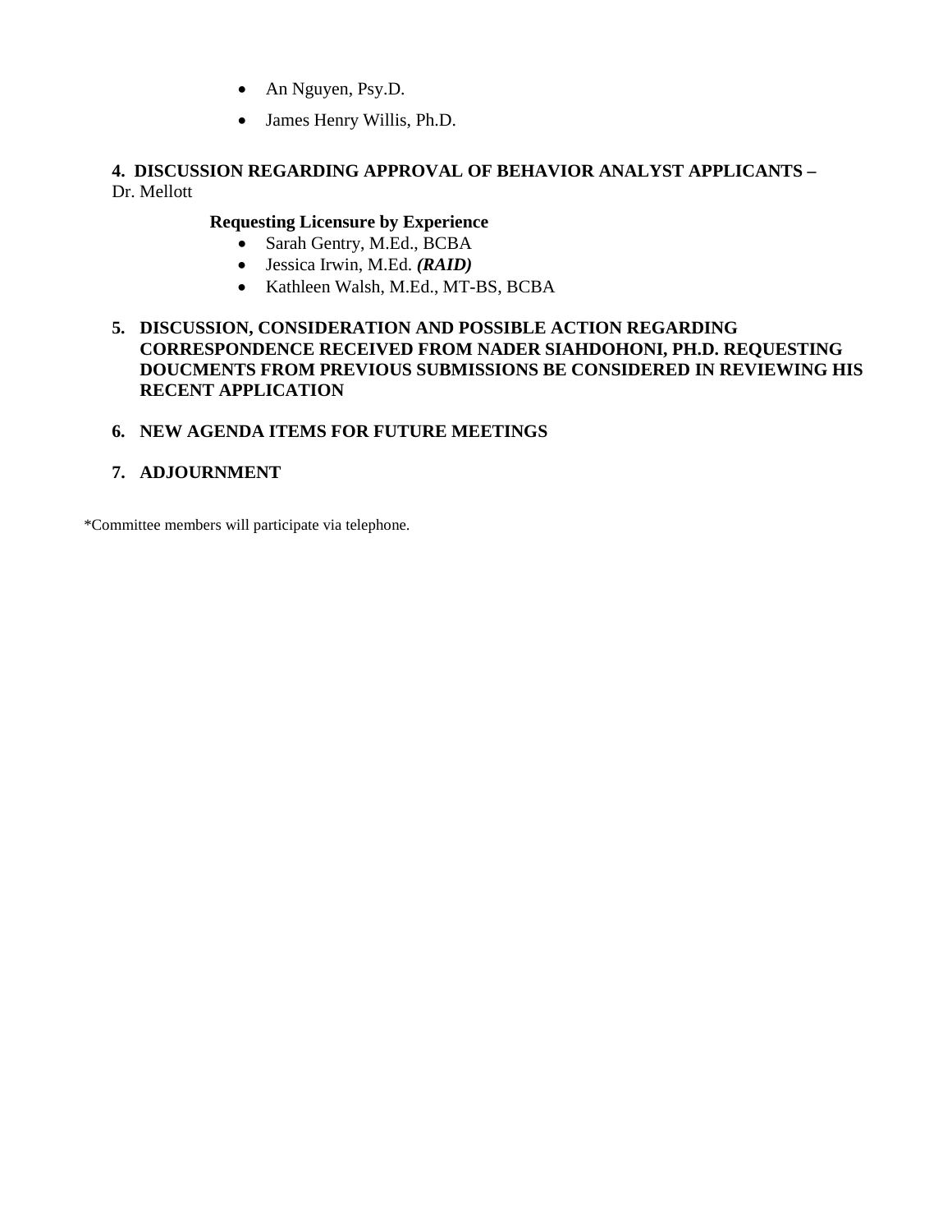- An Nguyen, Psy.D.
- James Henry Willis, Ph.D.

**4. DISCUSSION REGARDING APPROVAL OF BEHAVIOR ANALYST APPLICANTS –** Dr. Mellott

**Requesting Licensure by Experience**

- Sarah Gentry, M.Ed., BCBA
- Jessica Irwin, M.Ed. ***(RAID)***
- Kathleen Walsh, M.Ed., MT-BS, BCBA

**5. DISCUSSION, CONSIDERATION AND POSSIBLE ACTION REGARDING CORRESPONDENCE RECEIVED FROM NADER SIAHDOHONI, PH.D. REQUESTING DOUCMENTS FROM PREVIOUS SUBMISSIONS BE CONSIDERED IN REVIEWING HIS RECENT APPLICATION**

**6. NEW AGENDA ITEMS FOR FUTURE MEETINGS**

**7. ADJOURNMENT**

*Committee members will participate via telephone.